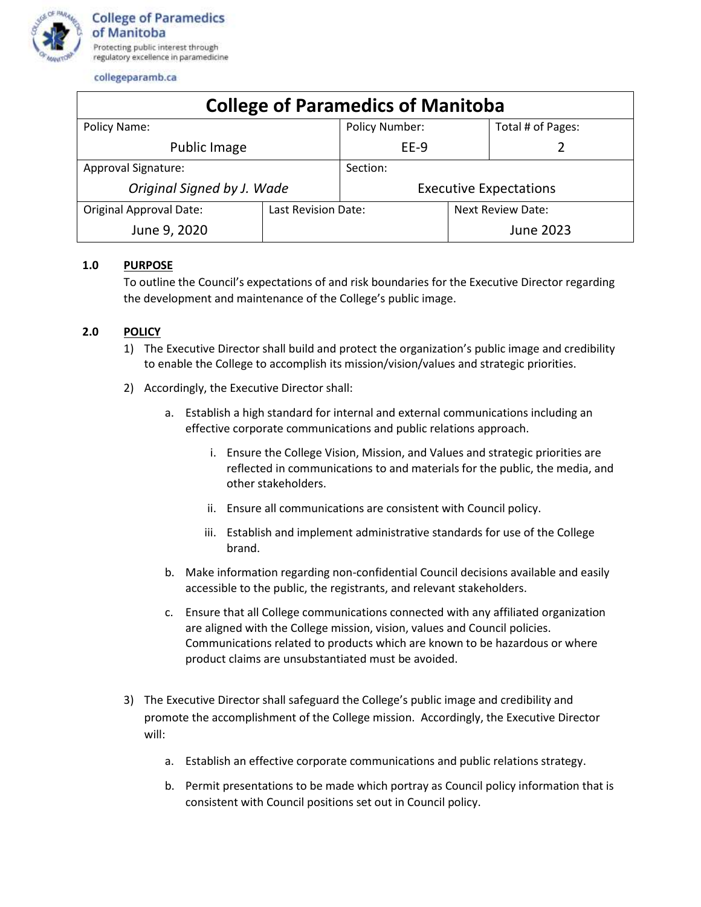College of Paramedics of Manitoba

Protecting public interest through regulatory excellence in paramedicine

collegeparamb.ca

| College of Paramedics of Manitoba | | | |
|---|---|---|---|
| Policy Name: Public Image | | Policy Number: EE-9 | Total # of Pages: 2 |
| Approval Signature: *Original Signed by J. Wade* | | Section: Executive Expectations | |
| Original Approval Date: June 9, 2020 | Last Revision Date: | | Next Review Date: June 2023 |

**1.0 PURPOSE**

To outline the Council's expectations of and risk boundaries for the Executive Director regarding the development and maintenance of the College's public image.

**2.0 POLICY**

1) The Executive Director shall build and protect the organization's public image and credibility to enable the College to accomplish its mission/vision/values and strategic priorities.

2) Accordingly, the Executive Director shall:

   a. Establish a high standard for internal and external communications including an effective corporate communications and public relations approach.

      i. Ensure the College Vision, Mission, and Values and strategic priorities are reflected in communications to and materials for the public, the media, and other stakeholders.

      ii. Ensure all communications are consistent with Council policy.

      iii. Establish and implement administrative standards for use of the College brand.

   b. Make information regarding non-confidential Council decisions available and easily accessible to the public, the registrants, and relevant stakeholders.

   c. Ensure that all College communications connected with any affiliated organization are aligned with the College mission, vision, values and Council policies. Communications related to products which are known to be hazardous or where product claims are unsubstantiated must be avoided.

3) The Executive Director shall safeguard the College's public image and credibility and promote the accomplishment of the College mission. Accordingly, the Executive Director will:

   a. Establish an effective corporate communications and public relations strategy.

   b. Permit presentations to be made which portray as Council policy information that is consistent with Council positions set out in Council policy.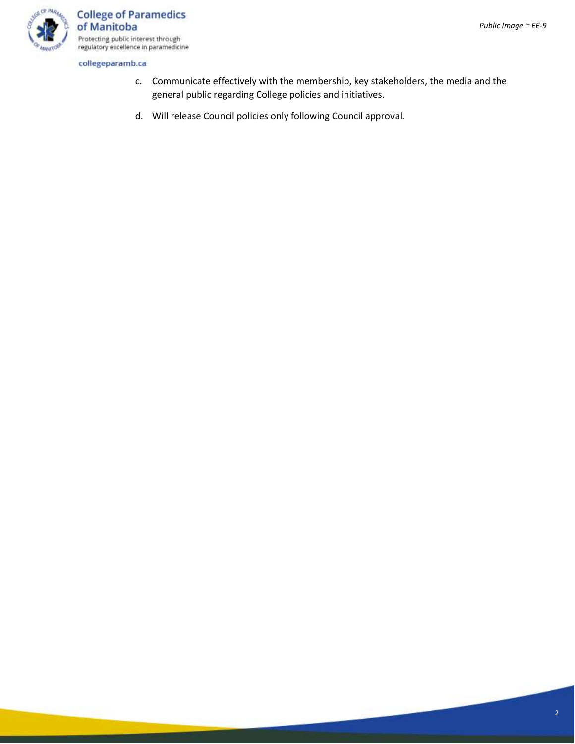c. Communicate effectively with the membership, key stakeholders, the media and the general public regarding College policies and initiatives.

d. Will release Council policies only following Council approval.